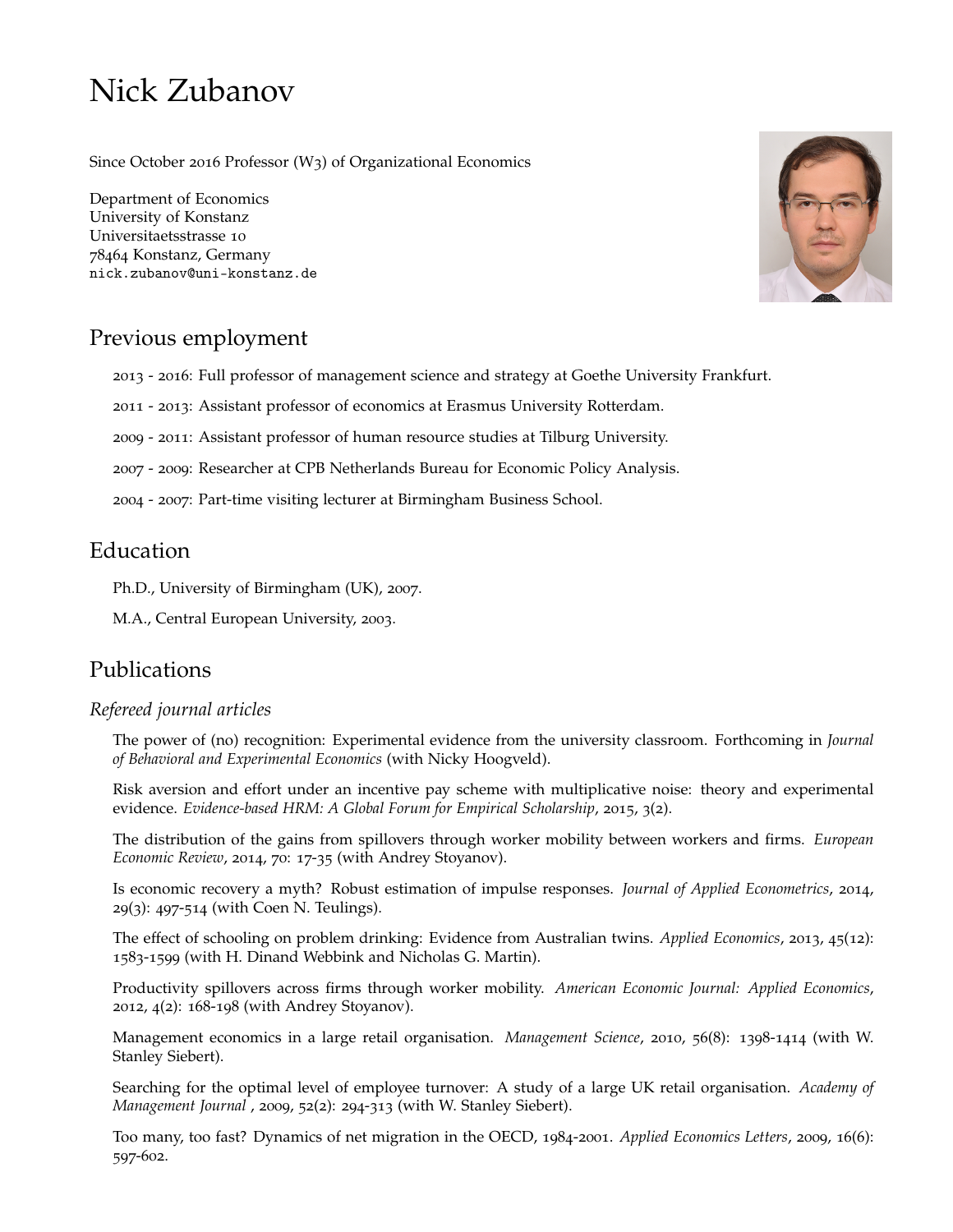# Nick Zubanov

Since October 2016 Professor (W3) of Organizational Economics

Department of Economics
University of Konstanz
Universitaetsstrasse 10
78464 Konstanz, Germany
nick.zubanov@uni-konstanz.de

## Previous employment

2013 - 2016: Full professor of management science and strategy at Goethe University Frankfurt.

2011 - 2013: Assistant professor of economics at Erasmus University Rotterdam.

2009 - 2011: Assistant professor of human resource studies at Tilburg University.

2007 - 2009: Researcher at CPB Netherlands Bureau for Economic Policy Analysis.

2004 - 2007: Part-time visiting lecturer at Birmingham Business School.

## Education

Ph.D., University of Birmingham (UK), 2007.

M.A., Central European University, 2003.

## Publications

### *Refereed journal articles*

The power of (no) recognition: Experimental evidence from the university classroom. Forthcoming in *Journal of Behavioral and Experimental Economics* (with Nicky Hoogveld).

Risk aversion and effort under an incentive pay scheme with multiplicative noise: theory and experimental evidence. *Evidence-based HRM: A Global Forum for Empirical Scholarship*, 2015, 3(2).

The distribution of the gains from spillovers through worker mobility between workers and firms. *European Economic Review*, 2014, 70: 17-35 (with Andrey Stoyanov).

Is economic recovery a myth? Robust estimation of impulse responses. *Journal of Applied Econometrics*, 2014, 29(3): 497-514 (with Coen N. Teulings).

The effect of schooling on problem drinking: Evidence from Australian twins. *Applied Economics*, 2013, 45(12): 1583-1599 (with H. Dinand Webbink and Nicholas G. Martin).

Productivity spillovers across firms through worker mobility. *American Economic Journal: Applied Economics*, 2012, 4(2): 168-198 (with Andrey Stoyanov).

Management economics in a large retail organisation. *Management Science*, 2010, 56(8): 1398-1414 (with W. Stanley Siebert).

Searching for the optimal level of employee turnover: A study of a large UK retail organisation. *Academy of Management Journal* , 2009, 52(2): 294-313 (with W. Stanley Siebert).

Too many, too fast? Dynamics of net migration in the OECD, 1984-2001. *Applied Economics Letters*, 2009, 16(6): 597-602.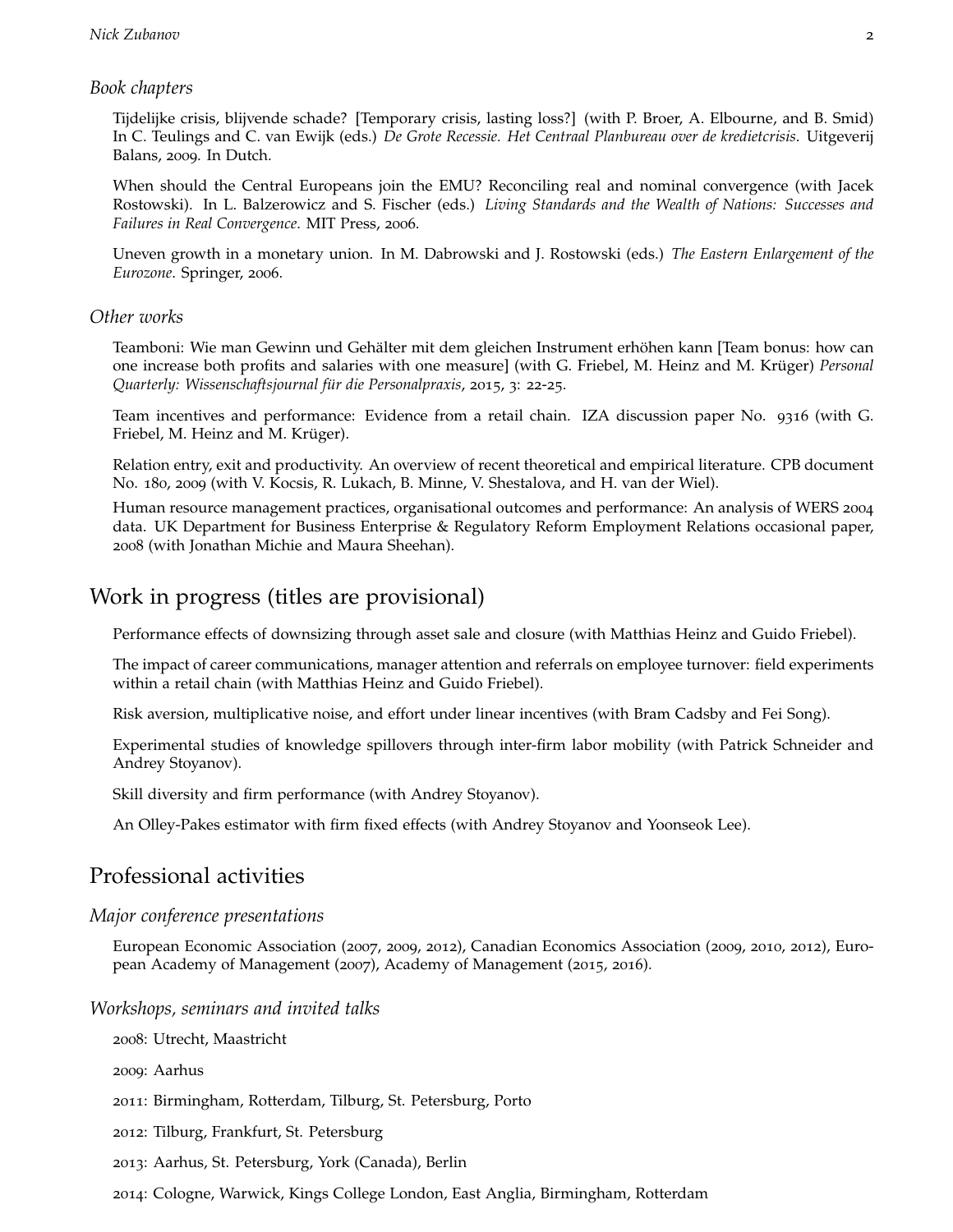### *Book chapters*

Tijdelijke crisis, blijvende schade? [Temporary crisis, lasting loss?] (with P. Broer, A. Elbourne, and B. Smid) In C. Teulings and C. van Ewijk (eds.) *De Grote Recessie. Het Centraal Planbureau over de kredietcrisis*. Uitgeverij Balans, 2009. In Dutch.

When should the Central Europeans join the EMU? Reconciling real and nominal convergence (with Jacek Rostowski). In L. Balzerowicz and S. Fischer (eds.) *Living Standards and the Wealth of Nations: Successes and Failures in Real Convergence*. MIT Press, 2006.

Uneven growth in a monetary union. In M. Dabrowski and J. Rostowski (eds.) *The Eastern Enlargement of the Eurozone*. Springer, 2006.

### *Other works*

Teamboni: Wie man Gewinn und Gehälter mit dem gleichen Instrument erhöhen kann [Team bonus: how can one increase both profits and salaries with one measure] (with G. Friebel, M. Heinz and M. Krüger) *Personal Quarterly: Wissenschaftsjournal für die Personalpraxis*, 2015, 3: 22-25.

Team incentives and performance: Evidence from a retail chain. IZA discussion paper No. 9316 (with G. Friebel, M. Heinz and M. Krüger).

Relation entry, exit and productivity. An overview of recent theoretical and empirical literature. CPB document No. 180, 2009 (with V. Kocsis, R. Lukach, B. Minne, V. Shestalova, and H. van der Wiel).

Human resource management practices, organisational outcomes and performance: An analysis of WERS 2004 data. UK Department for Business Enterprise & Regulatory Reform Employment Relations occasional paper, 2008 (with Jonathan Michie and Maura Sheehan).

## Work in progress (titles are provisional)

Performance effects of downsizing through asset sale and closure (with Matthias Heinz and Guido Friebel).

The impact of career communications, manager attention and referrals on employee turnover: field experiments within a retail chain (with Matthias Heinz and Guido Friebel).

Risk aversion, multiplicative noise, and effort under linear incentives (with Bram Cadsby and Fei Song).

Experimental studies of knowledge spillovers through inter-firm labor mobility (with Patrick Schneider and Andrey Stoyanov).

Skill diversity and firm performance (with Andrey Stoyanov).

An Olley-Pakes estimator with firm fixed effects (with Andrey Stoyanov and Yoonseok Lee).

## Professional activities

### *Major conference presentations*

European Economic Association (2007, 2009, 2012), Canadian Economics Association (2009, 2010, 2012), European Academy of Management (2007), Academy of Management (2015, 2016).

### *Workshops, seminars and invited talks*

2008: Utrecht, Maastricht

2009: Aarhus

2011: Birmingham, Rotterdam, Tilburg, St. Petersburg, Porto

2012: Tilburg, Frankfurt, St. Petersburg

2013: Aarhus, St. Petersburg, York (Canada), Berlin

2014: Cologne, Warwick, Kings College London, East Anglia, Birmingham, Rotterdam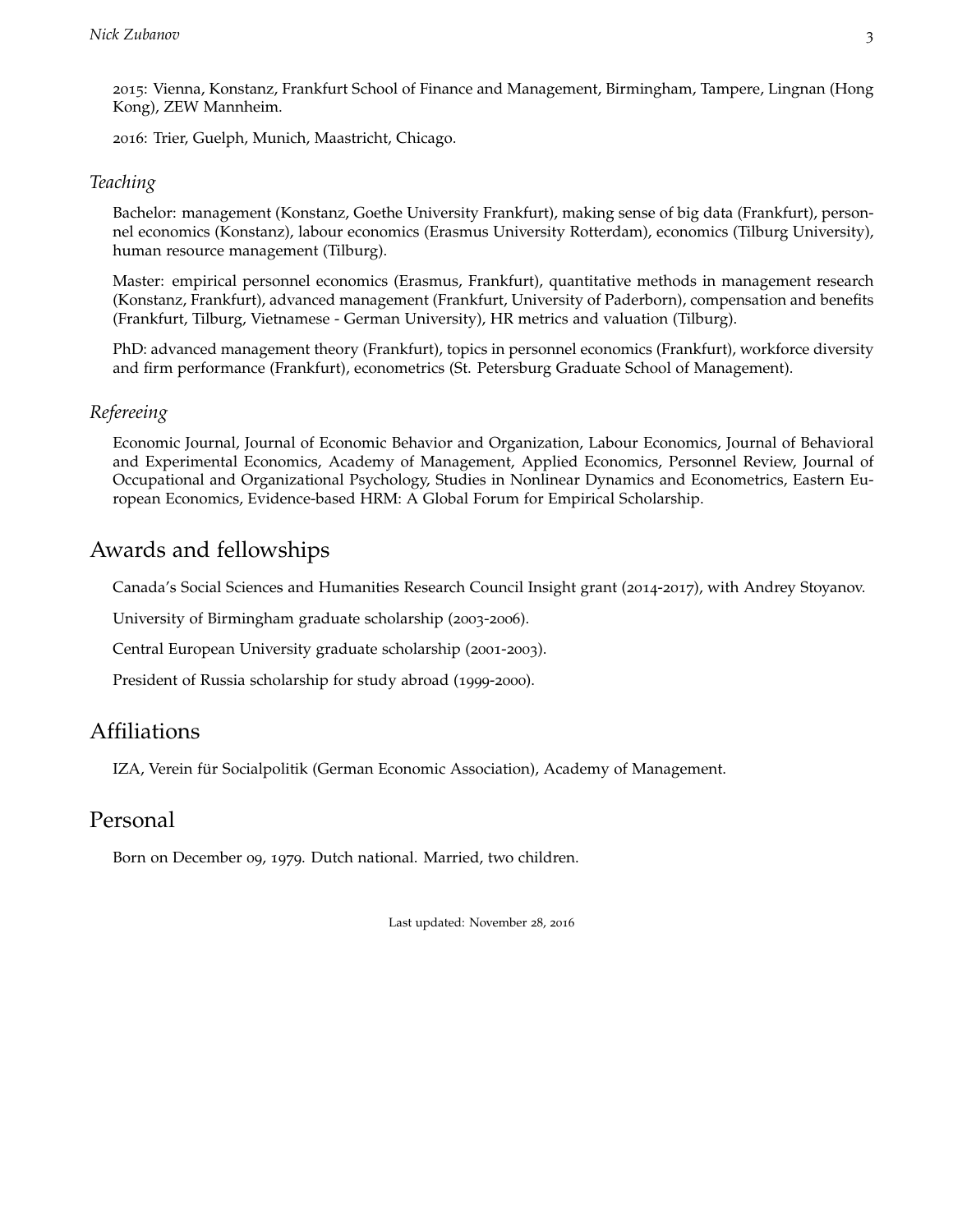2015: Vienna, Konstanz, Frankfurt School of Finance and Management, Birmingham, Tampere, Lingnan (Hong Kong), ZEW Mannheim.

2016: Trier, Guelph, Munich, Maastricht, Chicago.

### *Teaching*

Bachelor: management (Konstanz, Goethe University Frankfurt), making sense of big data (Frankfurt), personnel economics (Konstanz), labour economics (Erasmus University Rotterdam), economics (Tilburg University), human resource management (Tilburg).

Master: empirical personnel economics (Erasmus, Frankfurt), quantitative methods in management research (Konstanz, Frankfurt), advanced management (Frankfurt, University of Paderborn), compensation and benefits (Frankfurt, Tilburg, Vietnamese - German University), HR metrics and valuation (Tilburg).

PhD: advanced management theory (Frankfurt), topics in personnel economics (Frankfurt), workforce diversity and firm performance (Frankfurt), econometrics (St. Petersburg Graduate School of Management).

### *Refereeing*

Economic Journal, Journal of Economic Behavior and Organization, Labour Economics, Journal of Behavioral and Experimental Economics, Academy of Management, Applied Economics, Personnel Review, Journal of Occupational and Organizational Psychology, Studies in Nonlinear Dynamics and Econometrics, Eastern European Economics, Evidence-based HRM: A Global Forum for Empirical Scholarship.

## Awards and fellowships

Canada's Social Sciences and Humanities Research Council Insight grant (2014-2017), with Andrey Stoyanov.

University of Birmingham graduate scholarship (2003-2006).

Central European University graduate scholarship (2001-2003).

President of Russia scholarship for study abroad (1999-2000).

## Affiliations

IZA, Verein für Socialpolitik (German Economic Association), Academy of Management.

## Personal

Born on December 09, 1979. Dutch national. Married, two children.

Last updated: November 28, 2016